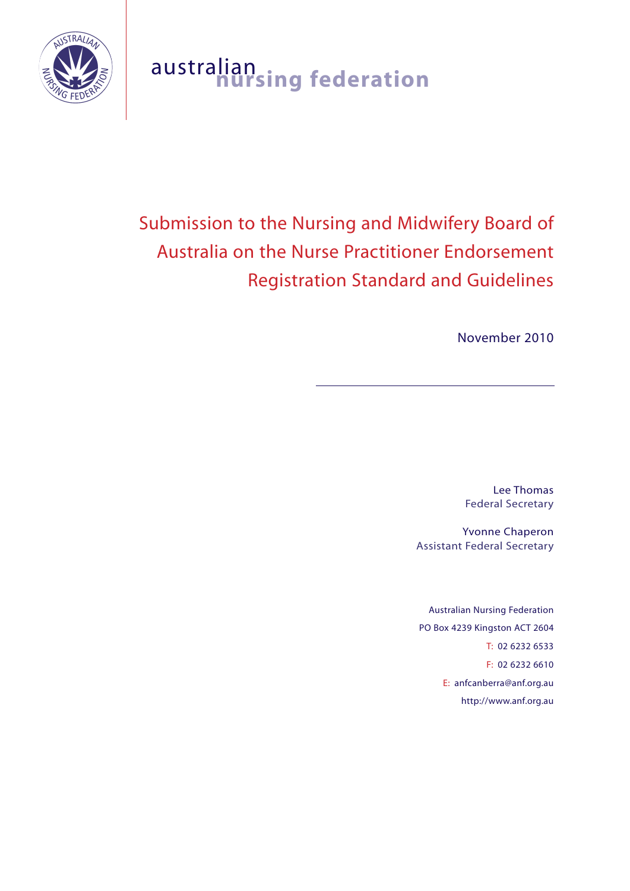australian nursing federation

# Submission to the Nursing and Midwifery Board of Australia on the Nurse Practitioner Endorsement Registration Standard and Guidelines

November 2010

Lee Thomas
Federal Secretary

Yvonne Chaperon
Assistant Federal Secretary

Australian Nursing Federation
PO Box 4239 Kingston ACT 2604
T: 02 6232 6533
F: 02 6232 6610
E: anfcanberra@anf.org.au
http://www.anf.org.au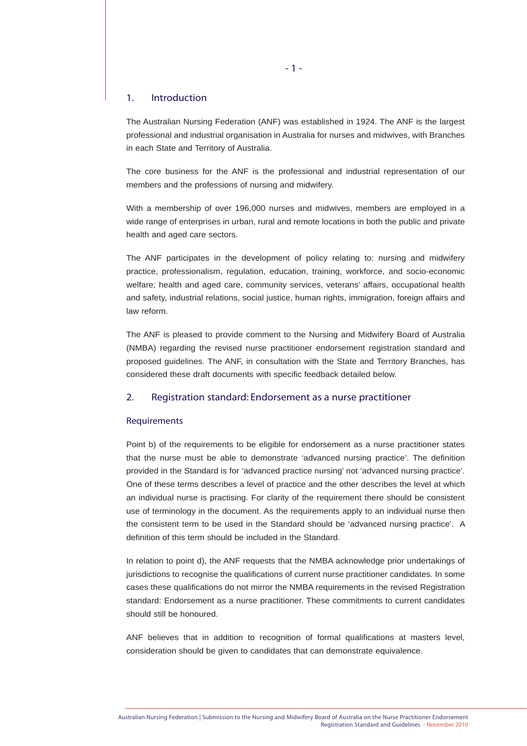## 1. Introduction

The Australian Nursing Federation (ANF) was established in 1924. The ANF is the largest professional and industrial organisation in Australia for nurses and midwives, with Branches in each State and Territory of Australia.

The core business for the ANF is the professional and industrial representation of our members and the professions of nursing and midwifery.

With a membership of over 196,000 nurses and midwives, members are employed in a wide range of enterprises in urban, rural and remote locations in both the public and private health and aged care sectors.

The ANF participates in the development of policy relating to: nursing and midwifery practice, professionalism, regulation, education, training, workforce, and socio-economic welfare; health and aged care, community services, veterans' affairs, occupational health and safety, industrial relations, social justice, human rights, immigration, foreign affairs and law reform.

The ANF is pleased to provide comment to the Nursing and Midwifery Board of Australia (NMBA) regarding the revised nurse practitioner endorsement registration standard and proposed guidelines. The ANF, in consultation with the State and Territory Branches, has considered these draft documents with specific feedback detailed below.

## 2. Registration standard: Endorsement as a nurse practitioner

### Requirements

Point b) of the requirements to be eligible for endorsement as a nurse practitioner states that the nurse must be able to demonstrate 'advanced nursing practice'. The definition provided in the Standard is for 'advanced practice nursing' not 'advanced nursing practice'. One of these terms describes a level of practice and the other describes the level at which an individual nurse is practising. For clarity of the requirement there should be consistent use of terminology in the document. As the requirements apply to an individual nurse then the consistent term to be used in the Standard should be 'advanced nursing practice'. A definition of this term should be included in the Standard.

In relation to point d), the ANF requests that the NMBA acknowledge prior undertakings of jurisdictions to recognise the qualifications of current nurse practitioner candidates. In some cases these qualifications do not mirror the NMBA requirements in the revised Registration standard: Endorsement as a nurse practitioner. These commitments to current candidates should still be honoured.

ANF believes that in addition to recognition of formal qualifications at masters level, consideration should be given to candidates that can demonstrate equivalence.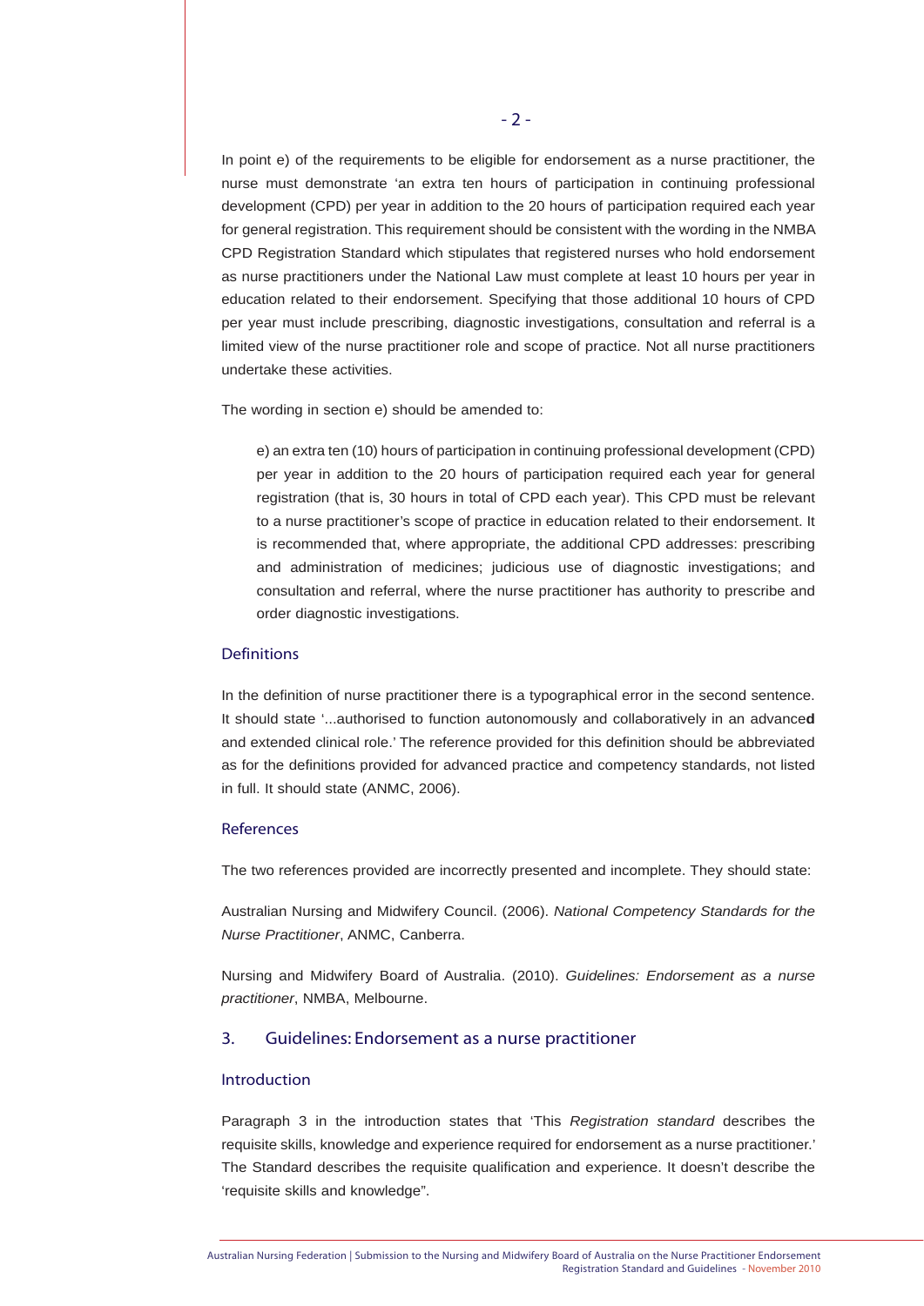In point e) of the requirements to be eligible for endorsement as a nurse practitioner, the nurse must demonstrate 'an extra ten hours of participation in continuing professional development (CPD) per year in addition to the 20 hours of participation required each year for general registration. This requirement should be consistent with the wording in the NMBA CPD Registration Standard which stipulates that registered nurses who hold endorsement as nurse practitioners under the National Law must complete at least 10 hours per year in education related to their endorsement. Specifying that those additional 10 hours of CPD per year must include prescribing, diagnostic investigations, consultation and referral is a limited view of the nurse practitioner role and scope of practice. Not all nurse practitioners undertake these activities.

The wording in section e) should be amended to:

> e) an extra ten (10) hours of participation in continuing professional development (CPD) per year in addition to the 20 hours of participation required each year for general registration (that is, 30 hours in total of CPD each year). This CPD must be relevant to a nurse practitioner's scope of practice in education related to their endorsement. It is recommended that, where appropriate, the additional CPD addresses: prescribing and administration of medicines; judicious use of diagnostic investigations; and consultation and referral, where the nurse practitioner has authority to prescribe and order diagnostic investigations.

### Definitions

In the definition of nurse practitioner there is a typographical error in the second sentence. It should state '...authorised to function autonomously and collaboratively in an advance**d** and extended clinical role.' The reference provided for this definition should be abbreviated as for the definitions provided for advanced practice and competency standards, not listed in full. It should state (ANMC, 2006).

### References

The two references provided are incorrectly presented and incomplete. They should state:

Australian Nursing and Midwifery Council. (2006). *National Competency Standards for the Nurse Practitioner*, ANMC, Canberra.

Nursing and Midwifery Board of Australia. (2010). *Guidelines: Endorsement as a nurse practitioner*, NMBA, Melbourne.

## 3. Guidelines: Endorsement as a nurse practitioner

### Introduction

Paragraph 3 in the introduction states that 'This *Registration standard* describes the requisite skills, knowledge and experience required for endorsement as a nurse practitioner.' The Standard describes the requisite qualification and experience. It doesn't describe the 'requisite skills and knowledge".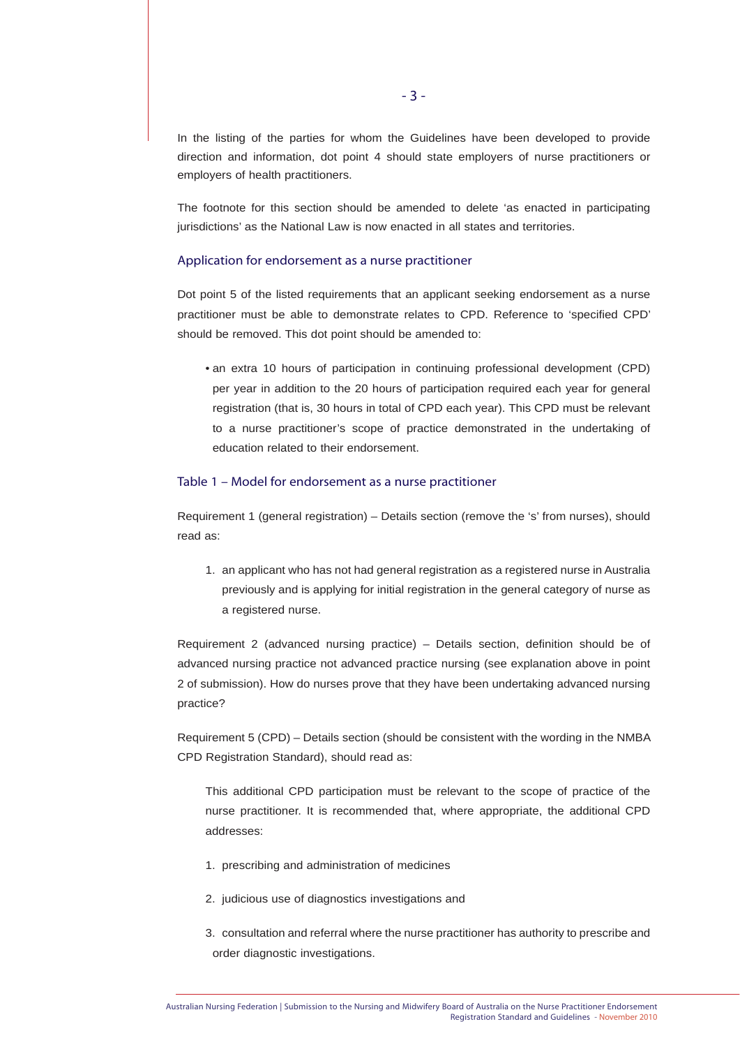In the listing of the parties for whom the Guidelines have been developed to provide direction and information, dot point 4 should state employers of nurse practitioners or employers of health practitioners.

The footnote for this section should be amended to delete 'as enacted in participating jurisdictions' as the National Law is now enacted in all states and territories.

## Application for endorsement as a nurse practitioner

Dot point 5 of the listed requirements that an applicant seeking endorsement as a nurse practitioner must be able to demonstrate relates to CPD. Reference to 'specified CPD' should be removed. This dot point should be amended to:

- an extra 10 hours of participation in continuing professional development (CPD) per year in addition to the 20 hours of participation required each year for general registration (that is, 30 hours in total of CPD each year). This CPD must be relevant to a nurse practitioner's scope of practice demonstrated in the undertaking of education related to their endorsement.

## Table 1 – Model for endorsement as a nurse practitioner

Requirement 1 (general registration) – Details section (remove the 's' from nurses), should read as:

1. an applicant who has not had general registration as a registered nurse in Australia previously and is applying for initial registration in the general category of nurse as a registered nurse.

Requirement 2 (advanced nursing practice) – Details section, definition should be of advanced nursing practice not advanced practice nursing (see explanation above in point 2 of submission). How do nurses prove that they have been undertaking advanced nursing practice?

Requirement 5 (CPD) – Details section (should be consistent with the wording in the NMBA CPD Registration Standard), should read as:

This additional CPD participation must be relevant to the scope of practice of the nurse practitioner. It is recommended that, where appropriate, the additional CPD addresses:

1. prescribing and administration of medicines
2. judicious use of diagnostics investigations and
3. consultation and referral where the nurse practitioner has authority to prescribe and order diagnostic investigations.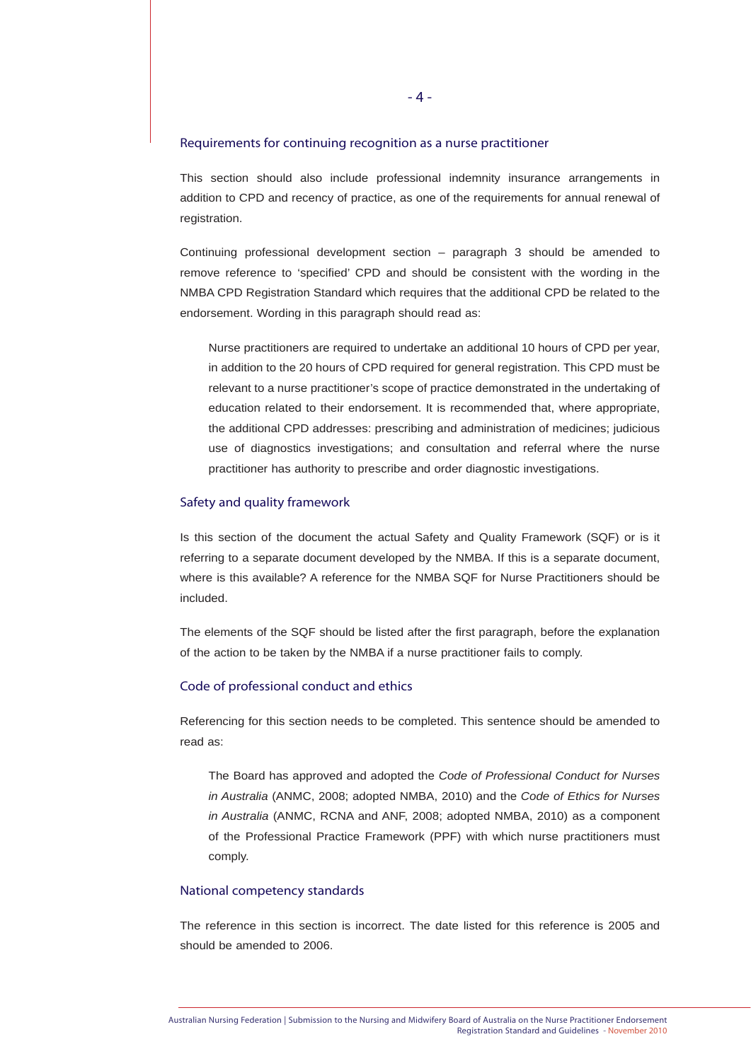### Requirements for continuing recognition as a nurse practitioner

This section should also include professional indemnity insurance arrangements in addition to CPD and recency of practice, as one of the requirements for annual renewal of registration.

Continuing professional development section – paragraph 3 should be amended to remove reference to 'specified' CPD and should be consistent with the wording in the NMBA CPD Registration Standard which requires that the additional CPD be related to the endorsement. Wording in this paragraph should read as:

> Nurse practitioners are required to undertake an additional 10 hours of CPD per year, in addition to the 20 hours of CPD required for general registration. This CPD must be relevant to a nurse practitioner's scope of practice demonstrated in the undertaking of education related to their endorsement. It is recommended that, where appropriate, the additional CPD addresses: prescribing and administration of medicines; judicious use of diagnostics investigations; and consultation and referral where the nurse practitioner has authority to prescribe and order diagnostic investigations.

### Safety and quality framework

Is this section of the document the actual Safety and Quality Framework (SQF) or is it referring to a separate document developed by the NMBA. If this is a separate document, where is this available? A reference for the NMBA SQF for Nurse Practitioners should be included.

The elements of the SQF should be listed after the first paragraph, before the explanation of the action to be taken by the NMBA if a nurse practitioner fails to comply.

### Code of professional conduct and ethics

Referencing for this section needs to be completed. This sentence should be amended to read as:

> The Board has approved and adopted the *Code of Professional Conduct for Nurses in Australia* (ANMC, 2008; adopted NMBA, 2010) and the *Code of Ethics for Nurses in Australia* (ANMC, RCNA and ANF, 2008; adopted NMBA, 2010) as a component of the Professional Practice Framework (PPF) with which nurse practitioners must comply.

### National competency standards

The reference in this section is incorrect. The date listed for this reference is 2005 and should be amended to 2006.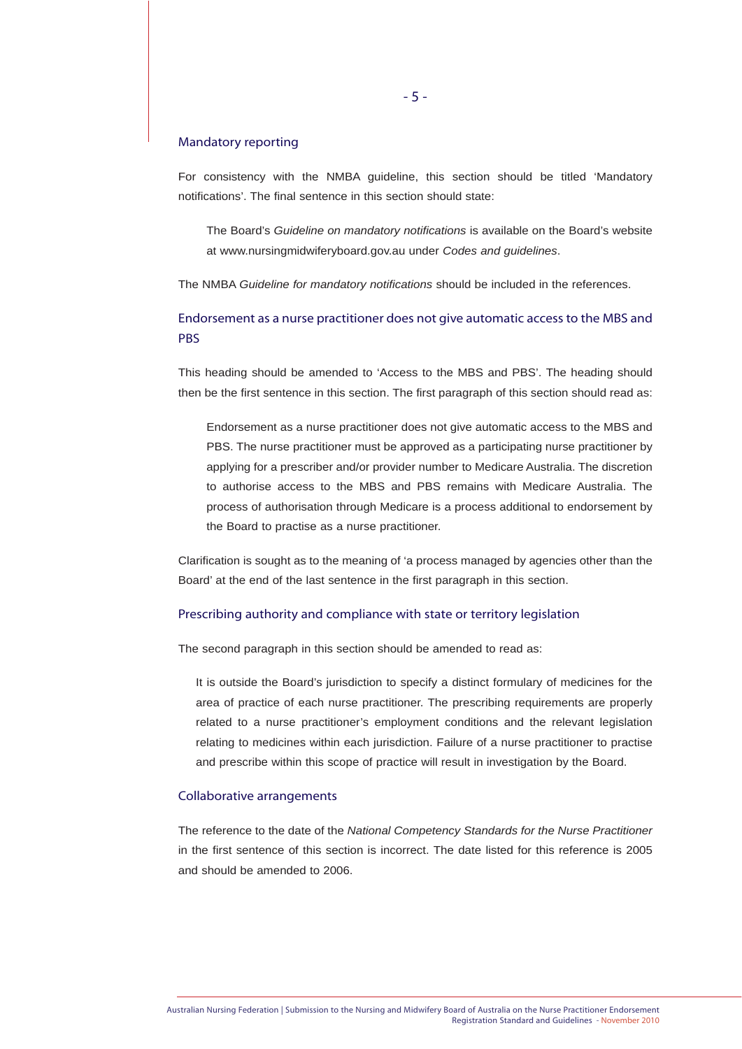## Mandatory reporting

For consistency with the NMBA guideline, this section should be titled 'Mandatory notifications'. The final sentence in this section should state:

> The Board's *Guideline on mandatory notifications* is available on the Board's website at www.nursingmidwiferyboard.gov.au under *Codes and guidelines*.

The NMBA *Guideline for mandatory notifications* should be included in the references.

## Endorsement as a nurse practitioner does not give automatic access to the MBS and PBS

This heading should be amended to 'Access to the MBS and PBS'. The heading should then be the first sentence in this section. The first paragraph of this section should read as:

> Endorsement as a nurse practitioner does not give automatic access to the MBS and PBS. The nurse practitioner must be approved as a participating nurse practitioner by applying for a prescriber and/or provider number to Medicare Australia. The discretion to authorise access to the MBS and PBS remains with Medicare Australia. The process of authorisation through Medicare is a process additional to endorsement by the Board to practise as a nurse practitioner.

Clarification is sought as to the meaning of 'a process managed by agencies other than the Board' at the end of the last sentence in the first paragraph in this section.

## Prescribing authority and compliance with state or territory legislation

The second paragraph in this section should be amended to read as:

> It is outside the Board's jurisdiction to specify a distinct formulary of medicines for the area of practice of each nurse practitioner. The prescribing requirements are properly related to a nurse practitioner's employment conditions and the relevant legislation relating to medicines within each jurisdiction. Failure of a nurse practitioner to practise and prescribe within this scope of practice will result in investigation by the Board.

## Collaborative arrangements

The reference to the date of the *National Competency Standards for the Nurse Practitioner* in the first sentence of this section is incorrect. The date listed for this reference is 2005 and should be amended to 2006.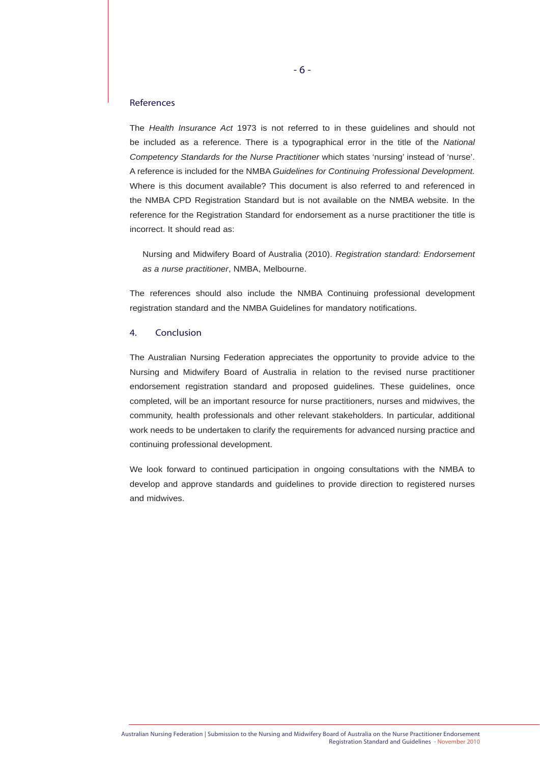### References

The *Health Insurance Act* 1973 is not referred to in these guidelines and should not be included as a reference. There is a typographical error in the title of the *National Competency Standards for the Nurse Practitioner* which states 'nursing' instead of 'nurse'. A reference is included for the NMBA *Guidelines for Continuing Professional Development.* Where is this document available? This document is also referred to and referenced in the NMBA CPD Registration Standard but is not available on the NMBA website. In the reference for the Registration Standard for endorsement as a nurse practitioner the title is incorrect. It should read as:

> Nursing and Midwifery Board of Australia (2010). *Registration standard: Endorsement as a nurse practitioner*, NMBA, Melbourne.

The references should also include the NMBA Continuing professional development registration standard and the NMBA Guidelines for mandatory notifications.

## 4. Conclusion

The Australian Nursing Federation appreciates the opportunity to provide advice to the Nursing and Midwifery Board of Australia in relation to the revised nurse practitioner endorsement registration standard and proposed guidelines. These guidelines, once completed, will be an important resource for nurse practitioners, nurses and midwives, the community, health professionals and other relevant stakeholders. In particular, additional work needs to be undertaken to clarify the requirements for advanced nursing practice and continuing professional development.

We look forward to continued participation in ongoing consultations with the NMBA to develop and approve standards and guidelines to provide direction to registered nurses and midwives.